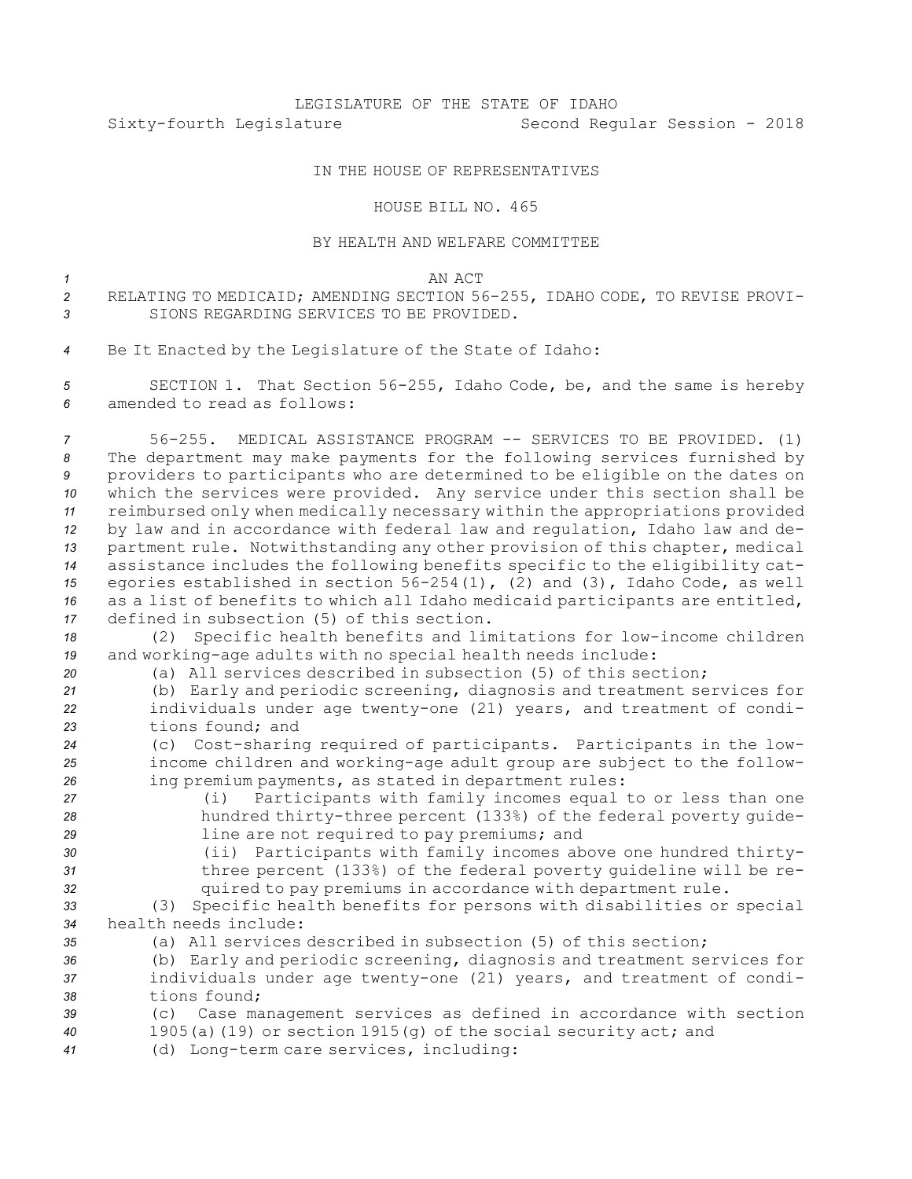LEGISLATURE OF THE STATE OF IDAHO

Sixty-fourth Legislature Second Regular Session - 2018

IN THE HOUSE OF REPRESENTATIVES

HOUSE BILL NO. 465

BY HEALTH AND WELFARE COMMITTEE

AN ACT

RELATING TO MEDICAID; AMENDING SECTION 56-255, IDAHO CODE, TO REVISE PROVISIONS REGARDING SERVICES TO BE PROVIDED.

Be It Enacted by the Legislature of the State of Idaho:

SECTION 1. That Section 56-255, Idaho Code, be, and the same is hereby amended to read as follows:

56-255. MEDICAL ASSISTANCE PROGRAM -- SERVICES TO BE PROVIDED. (1) The department may make payments for the following services furnished by providers to participants who are determined to be eligible on the dates on which the services were provided. Any service under this section shall be reimbursed only when medically necessary within the appropriations provided by law and in accordance with federal law and regulation, Idaho law and department rule. Notwithstanding any other provision of this chapter, medical assistance includes the following benefits specific to the eligibility categories established in section 56-254(1), (2) and (3), Idaho Code, as well as a list of benefits to which all Idaho medicaid participants are entitled, defined in subsection (5) of this section.

(2) Specific health benefits and limitations for low-income children and working-age adults with no special health needs include:

(a) All services described in subsection (5) of this section;

(b) Early and periodic screening, diagnosis and treatment services for individuals under age twenty-one (21) years, and treatment of conditions found; and

(c) Cost-sharing required of participants. Participants in the low-income children and working-age adult group are subject to the following premium payments, as stated in department rules:

(i) Participants with family incomes equal to or less than one hundred thirty-three percent (133%) of the federal poverty guideline are not required to pay premiums; and

(ii) Participants with family incomes above one hundred thirty-three percent (133%) of the federal poverty guideline will be required to pay premiums in accordance with department rule.

(3) Specific health benefits for persons with disabilities or special health needs include:

(a) All services described in subsection (5) of this section;

(b) Early and periodic screening, diagnosis and treatment services for individuals under age twenty-one (21) years, and treatment of conditions found;

(c) Case management services as defined in accordance with section 1905(a)(19) or section 1915(g) of the social security act; and

(d) Long-term care services, including: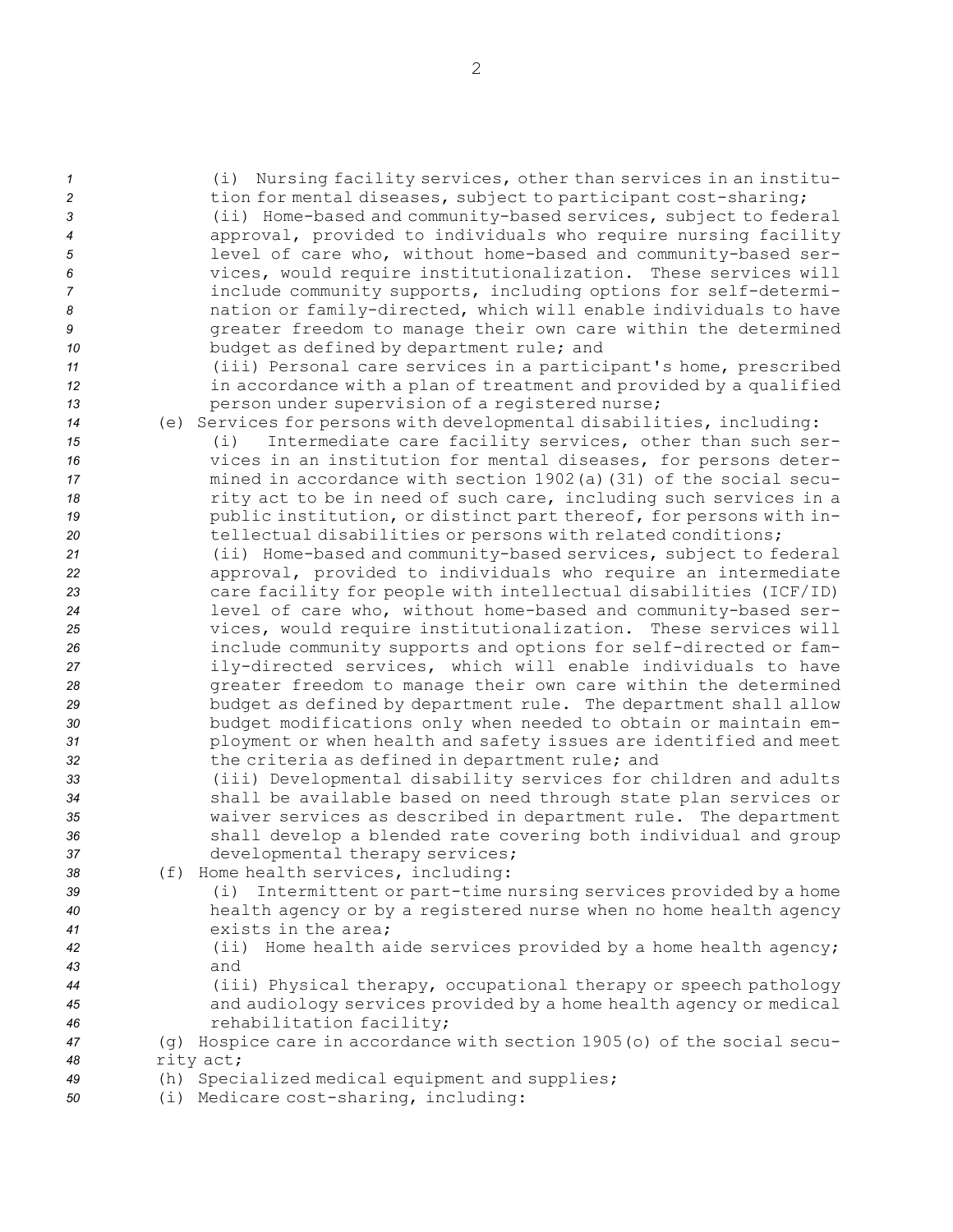(i) Nursing facility services, other than services in an institution for mental diseases, subject to participant cost-sharing;

(ii) Home-based and community-based services, subject to federal approval, provided to individuals who require nursing facility level of care who, without home-based and community-based services, would require institutionalization. These services will include community supports, including options for self-determination or family-directed, which will enable individuals to have greater freedom to manage their own care within the determined budget as defined by department rule; and

(iii) Personal care services in a participant's home, prescribed in accordance with a plan of treatment and provided by a qualified person under supervision of a registered nurse;

(e) Services for persons with developmental disabilities, including:

(i) Intermediate care facility services, other than such services in an institution for mental diseases, for persons determined in accordance with section 1902(a)(31) of the social security act to be in need of such care, including such services in a public institution, or distinct part thereof, for persons with intellectual disabilities or persons with related conditions;

(ii) Home-based and community-based services, subject to federal approval, provided to individuals who require an intermediate care facility for people with intellectual disabilities (ICF/ID) level of care who, without home-based and community-based services, would require institutionalization. These services will include community supports and options for self-directed or family-directed services, which will enable individuals to have greater freedom to manage their own care within the determined budget as defined by department rule. The department shall allow budget modifications only when needed to obtain or maintain employment or when health and safety issues are identified and meet the criteria as defined in department rule; and

(iii) Developmental disability services for children and adults shall be available based on need through state plan services or waiver services as described in department rule. The department shall develop a blended rate covering both individual and group developmental therapy services;

(f) Home health services, including:

(i) Intermittent or part-time nursing services provided by a home health agency or by a registered nurse when no home health agency exists in the area;

(ii) Home health aide services provided by a home health agency; and

(iii) Physical therapy, occupational therapy or speech pathology and audiology services provided by a home health agency or medical rehabilitation facility;

(g) Hospice care in accordance with section 1905(o) of the social security act;

(h) Specialized medical equipment and supplies;

(i) Medicare cost-sharing, including: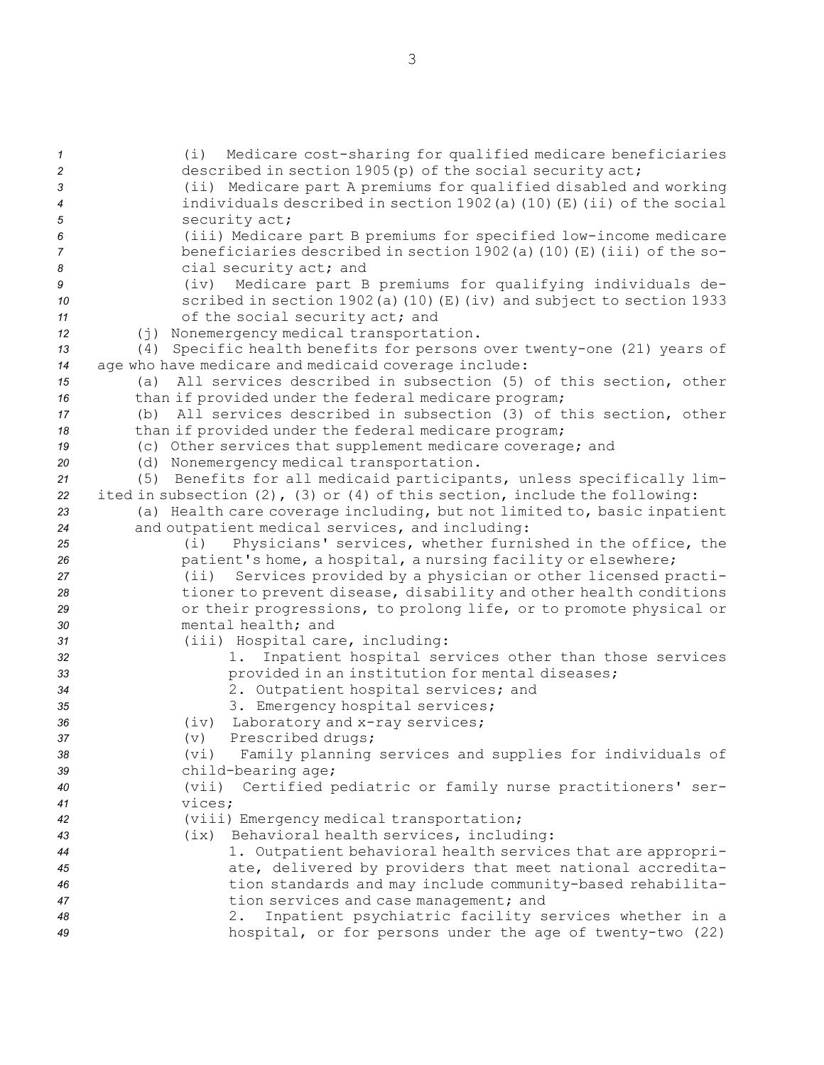(i) Medicare cost-sharing for qualified medicare beneficiaries described in section 1905(p) of the social security act;

(ii) Medicare part A premiums for qualified disabled and working individuals described in section 1902(a)(10)(E)(ii) of the social security act;

(iii) Medicare part B premiums for specified low-income medicare beneficiaries described in section 1902(a)(10)(E)(iii) of the social security act; and

(iv) Medicare part B premiums for qualifying individuals described in section 1902(a)(10)(E)(iv) and subject to section 1933 of the social security act; and

(j) Nonemergency medical transportation.

(4) Specific health benefits for persons over twenty-one (21) years of age who have medicare and medicaid coverage include:

(a) All services described in subsection (5) of this section, other than if provided under the federal medicare program;

(b) All services described in subsection (3) of this section, other than if provided under the federal medicare program;

(c) Other services that supplement medicare coverage; and

(d) Nonemergency medical transportation.

(5) Benefits for all medicaid participants, unless specifically limited in subsection (2), (3) or (4) of this section, include the following:

(a) Health care coverage including, but not limited to, basic inpatient and outpatient medical services, and including:

(i) Physicians' services, whether furnished in the office, the patient's home, a hospital, a nursing facility or elsewhere;

(ii) Services provided by a physician or other licensed practitioner to prevent disease, disability and other health conditions or their progressions, to prolong life, or to promote physical or mental health; and

(iii) Hospital care, including:

1. Inpatient hospital services other than those services provided in an institution for mental diseases;

2. Outpatient hospital services; and

3. Emergency hospital services;

(iv) Laboratory and x-ray services;

(v) Prescribed drugs;

(vi) Family planning services and supplies for individuals of child-bearing age;

(vii) Certified pediatric or family nurse practitioners' services;

(viii) Emergency medical transportation;

(ix) Behavioral health services, including:

1. Outpatient behavioral health services that are appropriate, delivered by providers that meet national accreditation standards and may include community-based rehabilitation services and case management; and

2. Inpatient psychiatric facility services whether in a hospital, or for persons under the age of twenty-two (22)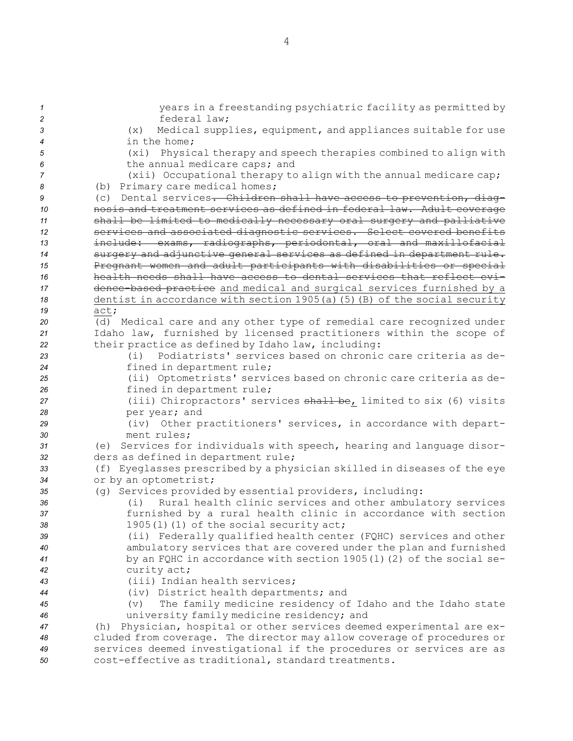years in a freestanding psychiatric facility as permitted by federal law;

(x) Medical supplies, equipment, and appliances suitable for use in the home;

(xi) Physical therapy and speech therapies combined to align with the annual medicare caps; and

(xii) Occupational therapy to align with the annual medicare cap;

(b) Primary care medical homes;

(c) Dental services~~. Children shall have access to prevention, diagnosis and treatment services as defined in federal law. Adult coverage shall be limited to medically necessary oral surgery and palliative services and associated diagnostic services. Select covered benefits include: exams, radiographs, periodontal, oral and maxillofacial surgery and adjunctive general services as defined in department rule. Pregnant women and adult participants with disabilities or special health needs shall have access to dental services that reflect evidence-based practice~~ and medical and surgical services furnished by a dentist in accordance with section 1905(a)(5)(B) of the social security act;

(d) Medical care and any other type of remedial care recognized under Idaho law, furnished by licensed practitioners within the scope of their practice as defined by Idaho law, including:

(i) Podiatrists' services based on chronic care criteria as defined in department rule;

(ii) Optometrists' services based on chronic care criteria as defined in department rule;

(iii) Chiropractors' services ~~shall be~~, limited to six (6) visits per year; and

(iv) Other practitioners' services, in accordance with department rules;

(e) Services for individuals with speech, hearing and language disorders as defined in department rule;

(f) Eyeglasses prescribed by a physician skilled in diseases of the eye or by an optometrist;

(g) Services provided by essential providers, including:

(i) Rural health clinic services and other ambulatory services furnished by a rural health clinic in accordance with section 1905(l)(1) of the social security act;

(ii) Federally qualified health center (FQHC) services and other ambulatory services that are covered under the plan and furnished by an FQHC in accordance with section 1905(l)(2) of the social security act;

(iii) Indian health services;

(iv) District health departments; and

(v) The family medicine residency of Idaho and the Idaho state university family medicine residency; and

(h) Physician, hospital or other services deemed experimental are excluded from coverage. The director may allow coverage of procedures or services deemed investigational if the procedures or services are as cost-effective as traditional, standard treatments.